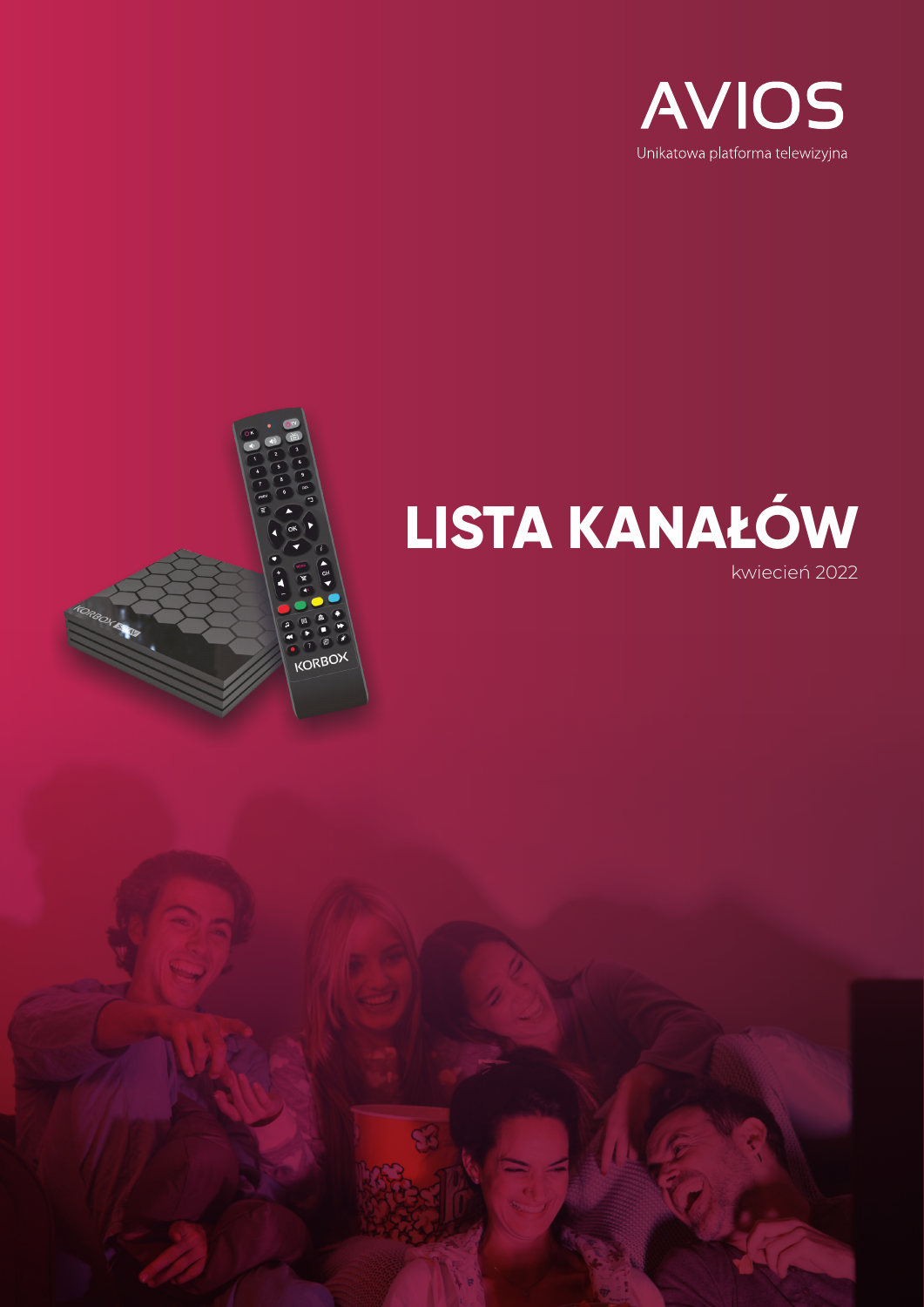AVIOS

Unikatowa platforma telewizyjna

# LISTA KANAŁÓW

kwiecień 2022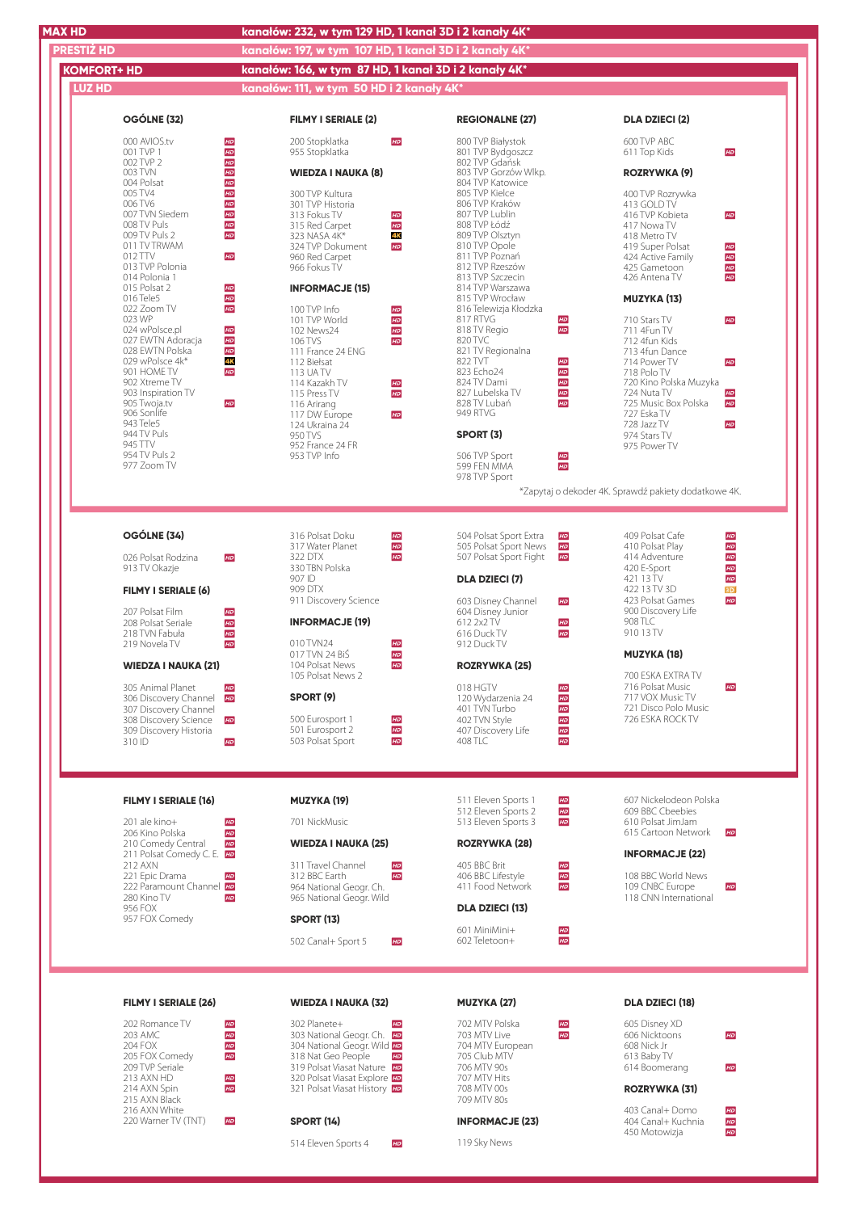**MAX HD** — kanałów: 232, w tym 129 HD, 1 kanał 3D i 2 kanały 4K*

**PRESTIŻ HD** — kanałów: 197, w tym 107 HD, 1 kanał 3D i 2 kanały 4K*

**KOMFORT+ HD** — kanałów: 166, w tym 87 HD, 1 kanał 3D i 2 kanały 4K*

**LUZ HD** — kanałów: 111, w tym 50 HD i 2 kanały 4K*

## LUZ HD

### OGÓLNE (32)

- 000 AVIOS.tv HD
- 001 TVP 1 HD
- 002 TVP 2 HD
- 003 TVN HD
- 004 Polsat HD
- 005 TV4 HD
- 006 TV6 HD
- 007 TVN Siedem HD
- 008 TV Puls HD
- 009 TV Puls 2 HD
- 011 TV TRWAM
- 012 TTV HD
- 013 TVP Polonia
- 014 Polonia 1
- 015 Polsat 2 HD
- 016 Tele5 HD
- 022 Zoom TV HD
- 023 WP
- 024 wPolsce.pl HD
- 027 EWTN Adoracja HD
- 028 EWTN Polska HD
- 029 wPolsce 4k* 4K
- 901 HOME TV HD
- 902 Xtreme TV
- 903 Inspiration TV
- 905 Twoja.tv HD
- 906 Sonlife
- 943 Tele5
- 944 TV Puls
- 945 TTV
- 954 TV Puls 2
- 977 Zoom TV

### FILMY I SERIALE (2)

- 200 Stopklatka HD
- 955 Stopklatka

### WIEDZA I NAUKA (8)

- 300 TVP Kultura
- 301 TVP Historia
- 313 Fokus TV HD
- 315 Red Carpet HD
- 323 NASA 4K* 4K
- 324 TVP Dokument HD
- 960 Red Carpet
- 966 Fokus TV

### INFORMACJE (15)

- 100 TVP Info HD
- 101 TVP World HD
- 102 News24 HD
- 106 TVS HD
- 111 France 24 ENG
- 112 Biełsat
- 113 UA TV
- 114 Kazakh TV HD
- 115 Press TV HD
- 116 Arirang
- 117 DW Europe HD
- 124 Ukraina 24
- 950 TVS
- 952 France 24 FR
- 953 TVP Info

### REGIONALNE (27)

- 800 TVP Białystok
- 801 TVP Bydgoszcz
- 802 TVP Gdańsk
- 803 TVP Gorzów Wlkp.
- 804 TVP Katowice
- 805 TVP Kielce
- 806 TVP Kraków
- 807 TVP Lublin
- 808 TVP Łódź
- 809 TVP Olsztyn
- 810 TVP Opole
- 811 TVP Poznań
- 812 TVP Rzeszów
- 813 TVP Szczecin
- 814 TVP Warszawa
- 815 TVP Wrocław
- 816 Telewizja Kłodzka
- 817 RTVG HD
- 818 TV Regio HD
- 820 TVC
- 821 TV Regionalna
- 822 TVT HD
- 823 Echo24 HD
- 824 TV Dami HD
- 827 Lubelska TV HD
- 828 TV Lubań HD
- 949 RTVG

### SPORT (3)

- 506 TVP Sport HD
- 599 FEN MMA HD
- 978 TVP Sport

### DLA DZIECI (2)

- 600 TVP ABC
- 611 Top Kids HD

### ROZRYWKA (9)

- 400 TVP Rozrywka
- 413 GOLD TV
- 416 TVP Kobieta HD
- 417 Nowa TV
- 418 Metro TV
- 419 Super Polsat HD
- 424 Active Family HD
- 425 Gametoon HD
- 426 Antena TV HD

### MUZYKA (13)

- 710 Stars TV HD
- 711 4Fun TV
- 712 4fun Kids
- 713 4fun Dance
- 714 Power TV HD
- 718 Polo TV
- 720 Kino Polska Muzyka
- 724 Nuta TV HD
- 725 Music Box Polska HD
- 727 Eska TV
- 728 Jazz TV HD
- 974 Stars TV
- 975 Power TV

*Zapytaj o dekoder 4K. Sprawdź pakiety dodatkowe 4K.

## KOMFORT+ HD

### OGÓLNE (34)

- 026 Polsat Rodzina HD
- 913 TV Okazje

### FILMY I SERIALE (6)

- 207 Polsat Film HD
- 208 Polsat Seriale HD
- 218 TVN Fabuła HD
- 219 Novela TV HD

### WIEDZA I NAUKA (21)

- 305 Animal Planet HD
- 306 Discovery Channel HD
- 307 Discovery Channel
- 308 Discovery Science HD
- 309 Discovery Historia
- 310 ID HD
- 316 Polsat Doku HD
- 317 Water Planet HD
- 322 DTX HD
- 330 TBN Polska
- 907 ID
- 909 DTX
- 911 Discovery Science

### INFORMACJE (19)

- 010 TVN24 HD
- 017 TVN 24 BiŚ HD
- 104 Polsat News HD
- 105 Polsat News 2

### SPORT (9)

- 500 Eurosport 1 HD
- 501 Eurosport 2 HD
- 503 Polsat Sport HD
- 504 Polsat Sport Extra HD
- 505 Polsat Sport News HD
- 507 Polsat Sport Fight HD

### DLA DZIECI (7)

- 603 Disney Channel HD
- 604 Disney Junior
- 612 2x2 TV HD
- 616 Duck TV HD
- 912 Duck TV

### ROZRYWKA (25)

- 018 HGTV HD
- 120 Wydarzenia 24 HD
- 401 TVN Turbo HD
- 402 TVN Style HD
- 407 Discovery Life HD
- 408 TLC HD
- 409 Polsat Cafe HD
- 410 Polsat Play HD
- 414 Adventure HD
- 420 E-Sport HD
- 421 13 TV HD
- 422 13 TV 3D 3D
- 423 Polsat Games HD
- 900 Discovery Life
- 908 TLC
- 910 13 TV

### MUZYKA (18)

- 700 ESKA EXTRA TV
- 716 Polsat Music HD
- 717 VOX Music TV
- 721 Disco Polo Music
- 726 ESKA ROCK TV

## PRESTIŻ HD

### FILMY I SERIALE (16)

- 201 ale kino+ HD
- 206 Kino Polska HD
- 210 Comedy Central HD
- 211 Polsat Comedy C. E. HD
- 212 AXN
- 221 Epic Drama HD
- 222 Paramount Channel HD
- 280 Kino TV HD
- 956 FOX
- 957 FOX Comedy

### MUZYKA (19)

- 701 NickMusic

### WIEDZA I NAUKA (25)

- 311 Travel Channel HD
- 312 BBC Earth HD
- 964 National Geogr. Ch.
- 965 National Geogr. Wild

### SPORT (13)

- 502 Canal+ Sport 5 HD
- 511 Eleven Sports 1 HD
- 512 Eleven Sports 2 HD
- 513 Eleven Sports 3 HD

### ROZRYWKA (28)

- 405 BBC Brit HD
- 406 BBC Lifestyle HD
- 411 Food Network HD

### DLA DZIECI (13)

- 601 MiniMini+ HD
- 602 Teletoon+ HD
- 607 Nickelodeon Polska
- 609 BBC Cbeebies
- 610 Polsat JimJam
- 615 Cartoon Network HD

### INFORMACJE (22)

- 108 BBC World News
- 109 CNBC Europe HD
- 118 CNN International

## MAX HD

### FILMY I SERIALE (26)

- 202 Romance TV HD
- 203 AMC HD
- 204 FOX HD
- 205 FOX Comedy HD
- 209 TVP Seriale
- 213 AXN HD HD
- 214 AXN Spin HD
- 215 AXN Black
- 216 AXN White
- 220 Warner TV (TNT) HD

### WIEDZA I NAUKA (32)

- 302 Planete+ HD
- 303 National Geogr. Ch. HD
- 304 National Geogr. Wild HD
- 318 Nat Geo People HD
- 319 Polsat Viasat Nature HD
- 320 Polsat Viasat Explore HD
- 321 Polsat Viasat History HD

### SPORT (14)

- 514 Eleven Sports 4 HD

### MUZYKA (27)

- 702 MTV Polska HD
- 703 MTV Live HD
- 704 MTV European
- 705 Club MTV
- 706 MTV 90s
- 707 MTV Hits
- 708 MTV 00s
- 709 MTV 80s

### INFORMACJE (23)

- 119 Sky News

### DLA DZIECI (18)

- 605 Disney XD
- 606 Nicktoons HD
- 608 Nick Jr
- 613 Baby TV
- 614 Boomerang HD

### ROZRYWKA (31)

- 403 Canal+ Domo HD
- 404 Canal+ Kuchnia HD
- 450 Motowizja HD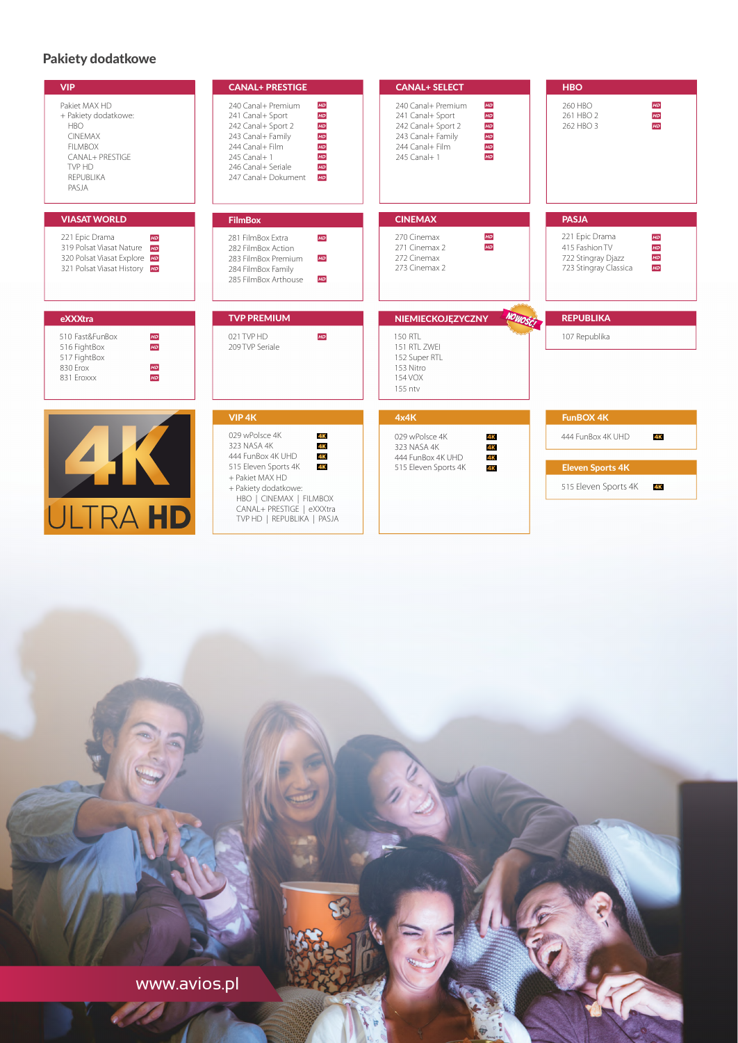## Pakiety dodatkowe

### VIP

Pakiet MAX HD
+ Pakiety dodatkowe:
- HBO
- CINEMAX
- FILMBOX
- CANAL+ PRESTIGE
- TVP HD
- REPUBLIKA
- PASJA

### CANAL+ PRESTIGE

- 240 Canal+ Premium HD
- 241 Canal+ Sport HD
- 242 Canal+ Sport 2 HD
- 243 Canal+ Family HD
- 244 Canal+ Film HD
- 245 Canal+ 1 HD
- 246 Canal+ Seriale HD
- 247 Canal+ Dokument HD

### CANAL+ SELECT

- 240 Canal+ Premium HD
- 241 Canal+ Sport HD
- 242 Canal+ Sport 2 HD
- 243 Canal+ Family HD
- 244 Canal+ Film HD
- 245 Canal+ 1 HD

### HBO

- 260 HBO HD
- 261 HBO 2 HD
- 262 HBO 3 HD

### VIASAT WORLD

- 221 Epic Drama HD
- 319 Polsat Viasat Nature HD
- 320 Polsat Viasat Explore HD
- 321 Polsat Viasat History HD

### FilmBox

- 281 FilmBox Extra HD
- 282 FilmBox Action
- 283 FilmBox Premium HD
- 284 FilmBox Family
- 285 FilmBox Arthouse HD

### CINEMAX

- 270 Cinemax HD
- 271 Cinemax 2 HD
- 272 Cinemax
- 273 Cinemax 2

### PASJA

- 221 Epic Drama HD
- 415 Fashion TV HD
- 722 Stingray Djazz HD
- 723 Stingray Classica HD

### eXXXtra

- 510 Fast&FunBox HD
- 516 FightBox HD
- 517 FightBox
- 830 Erox HD
- 831 Eroxxx HD

### TVP PREMIUM

- 021 TVP HD HD
- 209 TVP Seriale

### NIEMIECKOJĘZYCZNY (NOWOŚĆ!)

- 150 RTL
- 151 RTL ZWEI
- 152 Super RTL
- 153 Nitro
- 154 VOX
- 155 ntv

### REPUBLIKA

- 107 Republika

4K ULTRA HD

### VIP 4K

- 029 wPolsce 4K 4K
- 323 NASA 4K 4K
- 444 FunBox 4K UHD 4K
- 515 Eleven Sports 4K 4K
- + Pakiet MAX HD
- + Pakiety dodatkowe:
  HBO | CINEMAX | FILMBOX
  CANAL+ PRESTIGE | eXXXtra
  TVP HD | REPUBLIKA | PASJA

### 4x4K

- 029 wPolsce 4K 4K
- 323 NASA 4K 4K
- 444 FunBox 4K UHD 4K
- 515 Eleven Sports 4K 4K

### FunBOX 4K

- 444 FunBox 4K UHD 4K

### Eleven Sports 4K

- 515 Eleven Sports 4K 4K

www.avios.pl